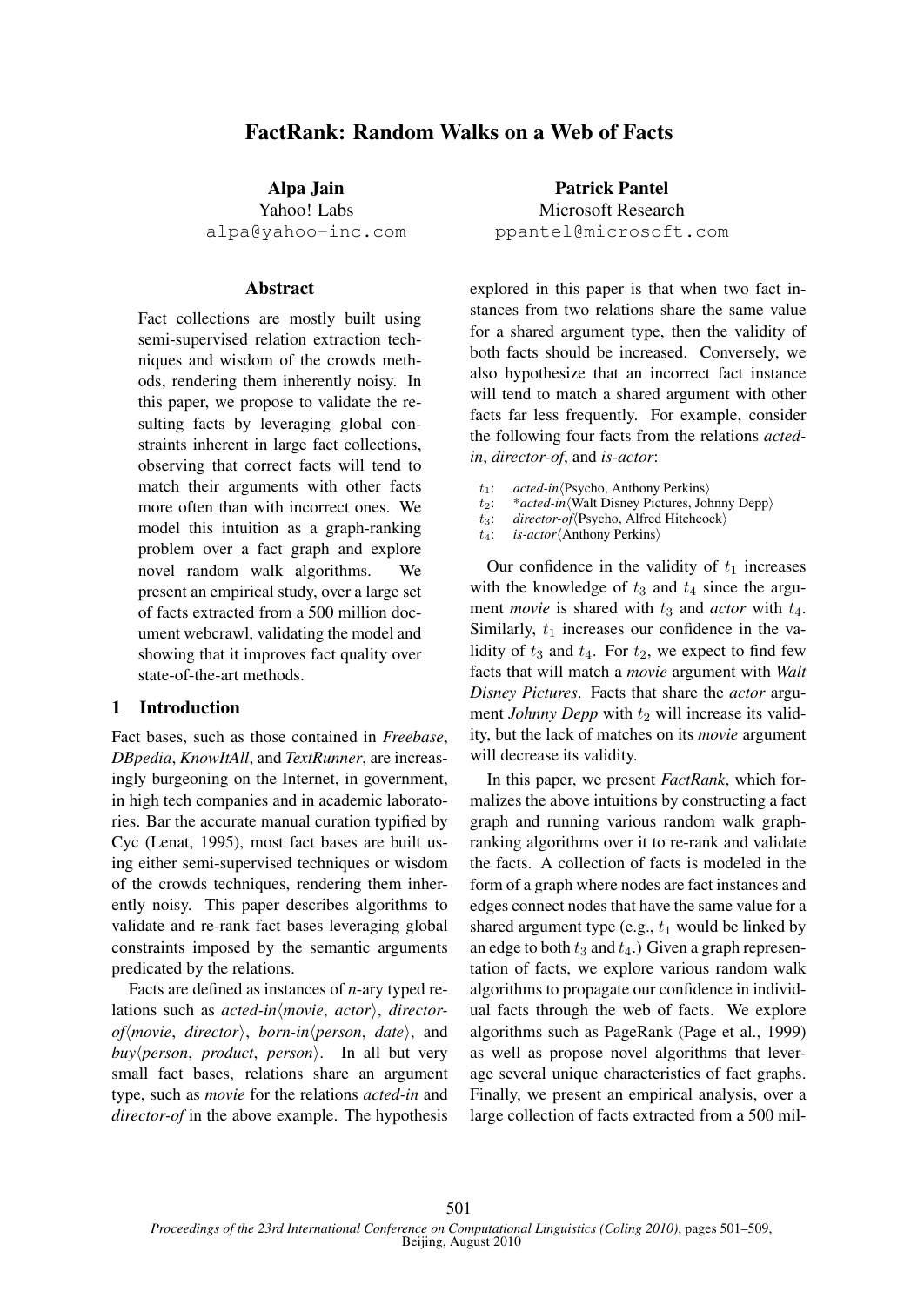# FactRank: Random Walks on a Web of Facts

**Alpa Jain**
Yahoo! Labs
alpa@yahoo-inc.com

**Patrick Pantel**
Microsoft Research
ppantel@microsoft.com

## Abstract

Fact collections are mostly built using semi-supervised relation extraction techniques and wisdom of the crowds methods, rendering them inherently noisy. In this paper, we propose to validate the resulting facts by leveraging global constraints inherent in large fact collections, observing that correct facts will tend to match their arguments with other facts more often than with incorrect ones. We model this intuition as a graph-ranking problem over a fact graph and explore novel random walk algorithms. We present an empirical study, over a large set of facts extracted from a 500 million document webcrawl, validating the model and showing that it improves fact quality over state-of-the-art methods.

## 1 Introduction

Fact bases, such as those contained in *Freebase*, *DBpedia*, *KnowItAll*, and *TextRunner*, are increasingly burgeoning on the Internet, in government, in high tech companies and in academic laboratories. Bar the accurate manual curation typified by Cyc (Lenat, 1995), most fact bases are built using either semi-supervised techniques or wisdom of the crowds techniques, rendering them inherently noisy. This paper describes algorithms to validate and re-rank fact bases leveraging global constraints imposed by the semantic arguments predicated by the relations.

Facts are defined as instances of *n*-ary typed relations such as *acted-in*⟨*movie*, *actor*⟩, *director-of*⟨*movie*, *director*⟩, *born-in*⟨*person*, *date*⟩, and *buy*⟨*person*, *product*, *person*⟩. In all but very small fact bases, relations share an argument type, such as *movie* for the relations *acted-in* and *director-of* in the above example. The hypothesis explored in this paper is that when two fact instances from two relations share the same value for a shared argument type, then the validity of both facts should be increased. Conversely, we also hypothesize that an incorrect fact instance will tend to match a shared argument with other facts far less frequently. For example, consider the following four facts from the relations *acted-in*, *director-of*, and *is-actor*:

$t_1$: *acted-in*⟨Psycho, Anthony Perkins⟩
$t_2$: **acted-in*⟨Walt Disney Pictures, Johnny Depp⟩
$t_3$: *director-of*⟨Psycho, Alfred Hitchcock⟩
$t_4$: *is-actor*⟨Anthony Perkins⟩

Our confidence in the validity of $t_1$ increases with the knowledge of $t_3$ and $t_4$ since the argument *movie* is shared with $t_3$ and *actor* with $t_4$. Similarly, $t_1$ increases our confidence in the validity of $t_3$ and $t_4$. For $t_2$, we expect to find few facts that will match a *movie* argument with *Walt Disney Pictures*. Facts that share the *actor* argument *Johnny Depp* with $t_2$ will increase its validity, but the lack of matches on its *movie* argument will decrease its validity.

In this paper, we present *FactRank*, which formalizes the above intuitions by constructing a fact graph and running various random walk graph-ranking algorithms over it to re-rank and validate the facts. A collection of facts is modeled in the form of a graph where nodes are fact instances and edges connect nodes that have the same value for a shared argument type (e.g., $t_1$ would be linked by an edge to both $t_3$ and $t_4$.) Given a graph representation of facts, we explore various random walk algorithms to propagate our confidence in individual facts through the web of facts. We explore algorithms such as PageRank (Page et al., 1999) as well as propose novel algorithms that leverage several unique characteristics of fact graphs. Finally, we present an empirical analysis, over a large collection of facts extracted from a 500 mil-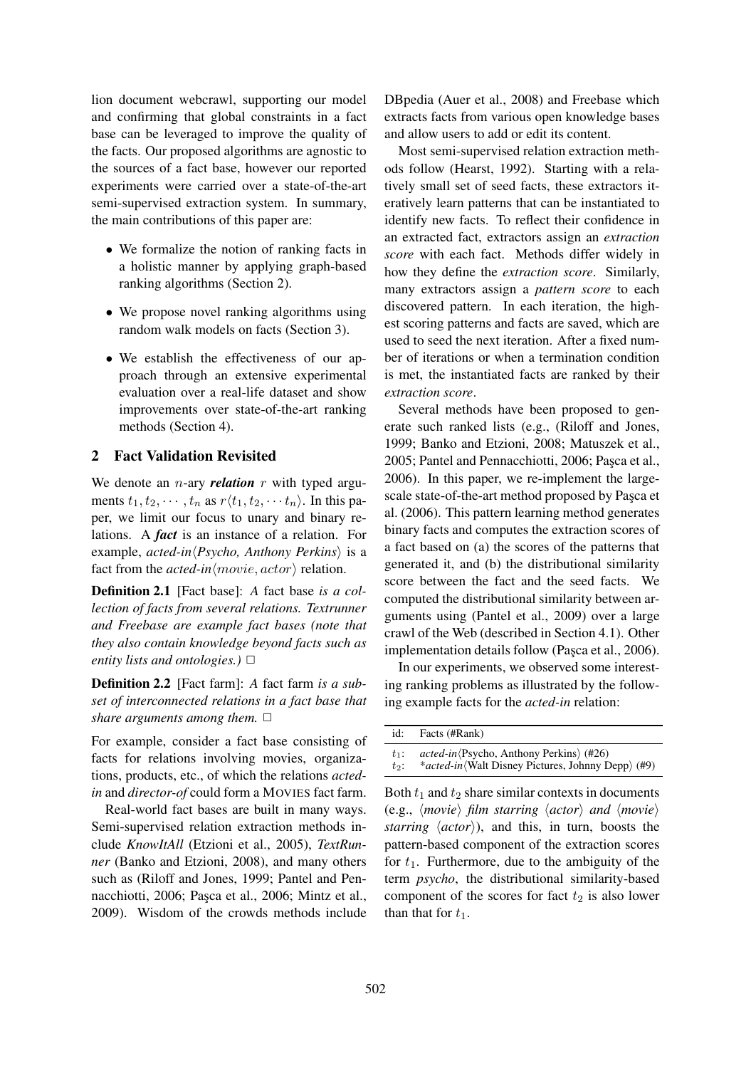lion document webcrawl, supporting our model and confirming that global constraints in a fact base can be leveraged to improve the quality of the facts. Our proposed algorithms are agnostic to the sources of a fact base, however our reported experiments were carried over a state-of-the-art semi-supervised extraction system. In summary, the main contributions of this paper are:

- We formalize the notion of ranking facts in a holistic manner by applying graph-based ranking algorithms (Section 2).
- We propose novel ranking algorithms using random walk models on facts (Section 3).
- We establish the effectiveness of our approach through an extensive experimental evaluation over a real-life dataset and show improvements over state-of-the-art ranking methods (Section 4).

## 2 Fact Validation Revisited

We denote an $n$-ary ***relation*** $r$ with typed arguments $t_1, t_2, \cdots, t_n$ as $r\langle t_1, t_2, \cdots t_n \rangle$. In this paper, we limit our focus to unary and binary relations. A ***fact*** is an instance of a relation. For example, *acted-in*⟨*Psycho, Anthony Perkins*⟩ is a fact from the *acted-in*$\langle movie, actor \rangle$ relation.

**Definition 2.1** [Fact base]: *A* fact base *is a collection of facts from several relations. Textrunner and Freebase are example fact bases (note that they also contain knowledge beyond facts such as entity lists and ontologies.)* □

**Definition 2.2** [Fact farm]: *A* fact farm *is a subset of interconnected relations in a fact base that share arguments among them.* □

For example, consider a fact base consisting of facts for relations involving movies, organizations, products, etc., of which the relations *acted-in* and *director-of* could form a MOVIES fact farm.

Real-world fact bases are built in many ways. Semi-supervised relation extraction methods include *KnowItAll* (Etzioni et al., 2005), *TextRunner* (Banko and Etzioni, 2008), and many others such as (Riloff and Jones, 1999; Pantel and Pennacchiotti, 2006; Paşca et al., 2006; Mintz et al., 2009). Wisdom of the crowds methods include DBpedia (Auer et al., 2008) and Freebase which extracts facts from various open knowledge bases and allow users to add or edit its content.

Most semi-supervised relation extraction methods follow (Hearst, 1992). Starting with a relatively small set of seed facts, these extractors iteratively learn patterns that can be instantiated to identify new facts. To reflect their confidence in an extracted fact, extractors assign an *extraction score* with each fact. Methods differ widely in how they define the *extraction score*. Similarly, many extractors assign a *pattern score* to each discovered pattern. In each iteration, the highest scoring patterns and facts are saved, which are used to seed the next iteration. After a fixed number of iterations or when a termination condition is met, the instantiated facts are ranked by their *extraction score*.

Several methods have been proposed to generate such ranked lists (e.g., (Riloff and Jones, 1999; Banko and Etzioni, 2008; Matuszek et al., 2005; Pantel and Pennacchiotti, 2006; Paşca et al., 2006). In this paper, we re-implement the large-scale state-of-the-art method proposed by Paşca et al. (2006). This pattern learning method generates binary facts and computes the extraction scores of a fact based on (a) the scores of the patterns that generated it, and (b) the distributional similarity score between the fact and the seed facts. We computed the distributional similarity between arguments using (Pantel et al., 2009) over a large crawl of the Web (described in Section 4.1). Other implementation details follow (Paşca et al., 2006).

In our experiments, we observed some interesting ranking problems as illustrated by the following example facts for the *acted-in* relation:

| id: | Facts (#Rank) |
|---|---|
| $t_1$: | *acted-in*⟨Psycho, Anthony Perkins⟩ (#26) |
| $t_2$: | **acted-in*⟨Walt Disney Pictures, Johnny Depp⟩ (#9) |

Both $t_1$ and $t_2$ share similar contexts in documents (e.g., ⟨*movie*⟩ *film starring* ⟨*actor*⟩ *and* ⟨*movie*⟩ *starring* ⟨*actor*⟩), and this, in turn, boosts the pattern-based component of the extraction scores for $t_1$. Furthermore, due to the ambiguity of the term *psycho*, the distributional similarity-based component of the scores for fact $t_2$ is also lower than that for $t_1$.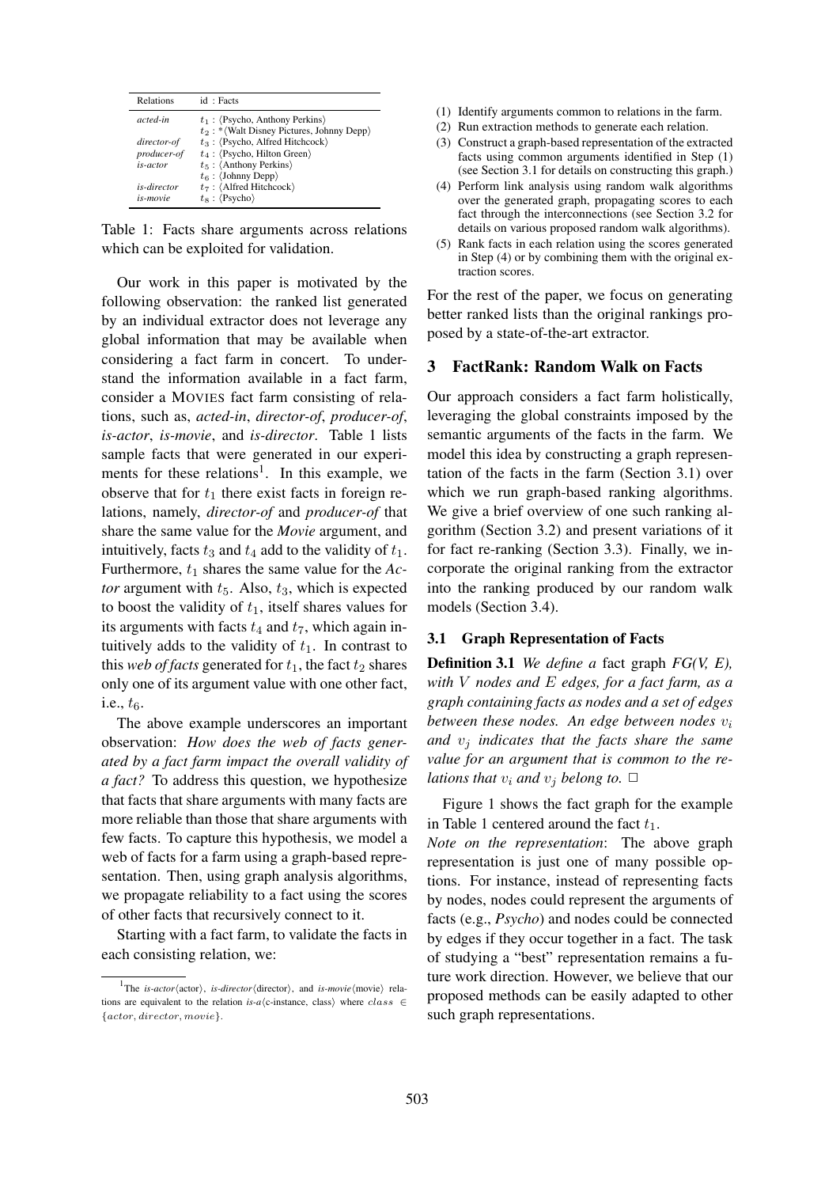| Relations | id : Facts |
|---|---|
| *acted-in* | $t_1$ : ⟨Psycho, Anthony Perkins⟩ |
| | $t_2$ : *⟨Walt Disney Pictures, Johnny Depp⟩ |
| *director-of* | $t_3$ : ⟨Psycho, Alfred Hitchcock⟩ |
| *producer-of* | $t_4$ : ⟨Psycho, Hilton Green⟩ |
| *is-actor* | $t_5$ : ⟨Anthony Perkins⟩ |
| | $t_6$ : ⟨Johnny Depp⟩ |
| *is-director* | $t_7$ : ⟨Alfred Hitchcock⟩ |
| *is-movie* | $t_8$ : ⟨Psycho⟩ |

Table 1: Facts share arguments across relations which can be exploited for validation.

Our work in this paper is motivated by the following observation: the ranked list generated by an individual extractor does not leverage any global information that may be available when considering a fact farm in concert. To understand the information available in a fact farm, consider a MOVIES fact farm consisting of relations, such as, *acted-in*, *director-of*, *producer-of*, *is-actor*, *is-movie*, and *is-director*. Table 1 lists sample facts that were generated in our experiments for these relations[1]. In this example, we observe that for $t_1$ there exist facts in foreign relations, namely, *director-of* and *producer-of* that share the same value for the *Movie* argument, and intuitively, facts $t_3$ and $t_4$ add to the validity of $t_1$. Furthermore, $t_1$ shares the same value for the *Actor* argument with $t_5$. Also, $t_3$, which is expected to boost the validity of $t_1$, itself shares values for its arguments with facts $t_4$ and $t_7$, which again intuitively adds to the validity of $t_1$. In contrast to this *web of facts* generated for $t_1$, the fact $t_2$ shares only one of its argument value with one other fact, i.e., $t_6$.

The above example underscores an important observation: ***How does the web of facts generated by a fact farm impact the overall validity of a fact?*** To address this question, we hypothesize that facts that share arguments with many facts are more reliable than those that share arguments with few facts. To capture this hypothesis, we model a web of facts for a farm using a graph-based representation. Then, using graph analysis algorithms, we propagate reliability to a fact using the scores of other facts that recursively connect to it.

Starting with a fact farm, to validate the facts in each consisting relation, we:

[1]The *is-actor*⟨actor⟩, *is-director*⟨director⟩, and *is-movie*⟨movie⟩ relations are equivalent to the relation *is-a*⟨c-instance, class⟩ where $class \in \{actor, director, movie\}$.

(1) Identify arguments common to relations in the farm.
(2) Run extraction methods to generate each relation.
(3) Construct a graph-based representation of the extracted facts using common arguments identified in Step (1) (see Section 3.1 for details on constructing this graph.)
(4) Perform link analysis using random walk algorithms over the generated graph, propagating scores to each fact through the interconnections (see Section 3.2 for details on various proposed random walk algorithms).
(5) Rank facts in each relation using the scores generated in Step (4) or by combining them with the original extraction scores.

For the rest of the paper, we focus on generating better ranked lists than the original rankings proposed by a state-of-the-art extractor.

## 3 FactRank: Random Walk on Facts

Our approach considers a fact farm holistically, leveraging the global constraints imposed by the semantic arguments of the facts in the farm. We model this idea by constructing a graph representation of the facts in the farm (Section 3.1) over which we run graph-based ranking algorithms. We give a brief overview of one such ranking algorithm (Section 3.2) and present variations of it for fact re-ranking (Section 3.3). Finally, we incorporate the original ranking from the extractor into the ranking produced by our random walk models (Section 3.4).

### 3.1 Graph Representation of Facts

**Definition 3.1** *We define a* fact graph *FG(V, E), with $V$ nodes and $E$ edges, for a fact farm, as a graph containing facts as nodes and a set of edges between these nodes. An edge between nodes $v_i$ and $v_j$ indicates that the facts share the same value for an argument that is common to the relations that $v_i$ and $v_j$ belong to.* □

Figure 1 shows the fact graph for the example in Table 1 centered around the fact $t_1$.

*Note on the representation*: The above graph representation is just one of many possible options. For instance, instead of representing facts by nodes, nodes could represent the arguments of facts (e.g., *Psycho*) and nodes could be connected by edges if they occur together in a fact. The task of studying a "best" representation remains a future work direction. However, we believe that our proposed methods can be easily adapted to other such graph representations.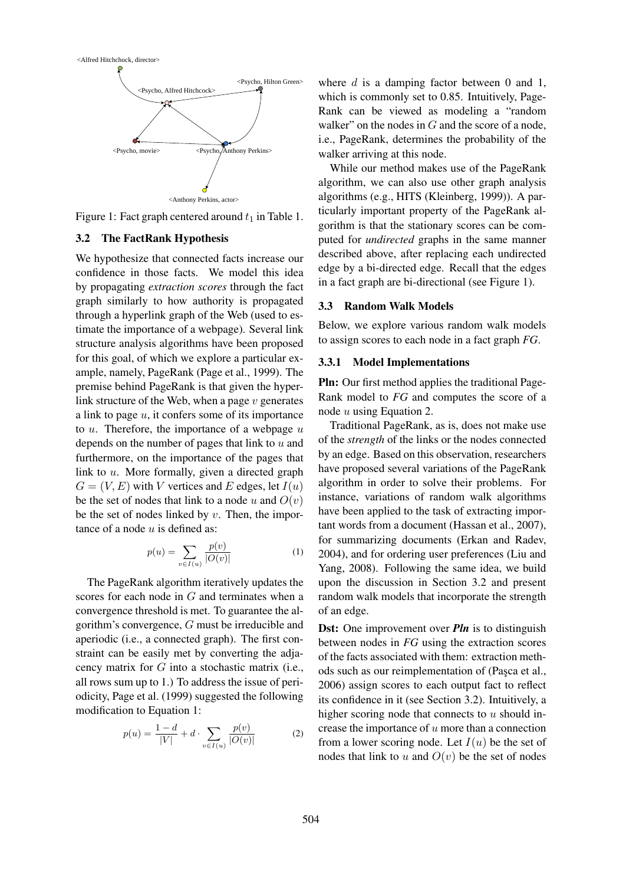Figure 1: Fact graph centered around $t_1$ in Table 1.

### 3.2 The FactRank Hypothesis

We hypothesize that connected facts increase our confidence in those facts. We model this idea by propagating *extraction scores* through the fact graph similarly to how authority is propagated through a hyperlink graph of the Web (used to estimate the importance of a webpage). Several link structure analysis algorithms have been proposed for this goal, of which we explore a particular example, namely, PageRank (Page et al., 1999). The premise behind PageRank is that given the hyperlink structure of the Web, when a page $v$ generates a link to page $u$, it confers some of its importance to $u$. Therefore, the importance of a webpage $u$ depends on the number of pages that link to $u$ and furthermore, on the importance of the pages that link to $u$. More formally, given a directed graph $G = (V, E)$ with $V$ vertices and $E$ edges, let $I(u)$ be the set of nodes that link to a node $u$ and $O(v)$ be the set of nodes linked by $v$. Then, the importance of a node $u$ is defined as:

$$p(u) = \sum_{v \in I(u)} \frac{p(v)}{|O(v)|} \quad (1)$$

The PageRank algorithm iteratively updates the scores for each node in $G$ and terminates when a convergence threshold is met. To guarantee the algorithm's convergence, $G$ must be irreducible and aperiodic (i.e., a connected graph). The first constraint can be easily met by converting the adjacency matrix for $G$ into a stochastic matrix (i.e., all rows sum up to 1.) To address the issue of periodicity, Page et al. (1999) suggested the following modification to Equation 1:

$$p(u) = \frac{1 - d}{|V|} + d \cdot \sum_{v \in I(u)} \frac{p(v)}{|O(v)|} \quad (2)$$

where $d$ is a damping factor between 0 and 1, which is commonly set to 0.85. Intuitively, PageRank can be viewed as modeling a "random walker" on the nodes in $G$ and the score of a node, i.e., PageRank, determines the probability of the walker arriving at this node.

While our method makes use of the PageRank algorithm, we can also use other graph analysis algorithms (e.g., HITS (Kleinberg, 1999)). A particularly important property of the PageRank algorithm is that the stationary scores can be computed for *undirected* graphs in the same manner described above, after replacing each undirected edge by a bi-directed edge. Recall that the edges in a fact graph are bi-directional (see Figure 1).

### 3.3 Random Walk Models

Below, we explore various random walk models to assign scores to each node in a fact graph *FG*.

#### 3.3.1 Model Implementations

**Pln:** Our first method applies the traditional PageRank model to *FG* and computes the score of a node $u$ using Equation 2.

Traditional PageRank, as is, does not make use of the *strength* of the links or the nodes connected by an edge. Based on this observation, researchers have proposed several variations of the PageRank algorithm in order to solve their problems. For instance, variations of random walk algorithms have been applied to the task of extracting important words from a document (Hassan et al., 2007), for summarizing documents (Erkan and Radev, 2004), and for ordering user preferences (Liu and Yang, 2008). Following the same idea, we build upon the discussion in Section 3.2 and present random walk models that incorporate the strength of an edge.

**Dst:** One improvement over ***Pln*** is to distinguish between nodes in *FG* using the extraction scores of the facts associated with them: extraction methods such as our reimplementation of (Paşca et al., 2006) assign scores to each output fact to reflect its confidence in it (see Section 3.2). Intuitively, a higher scoring node that connects to $u$ should increase the importance of $u$ more than a connection from a lower scoring node. Let $I(u)$ be the set of nodes that link to $u$ and $O(v)$ be the set of nodes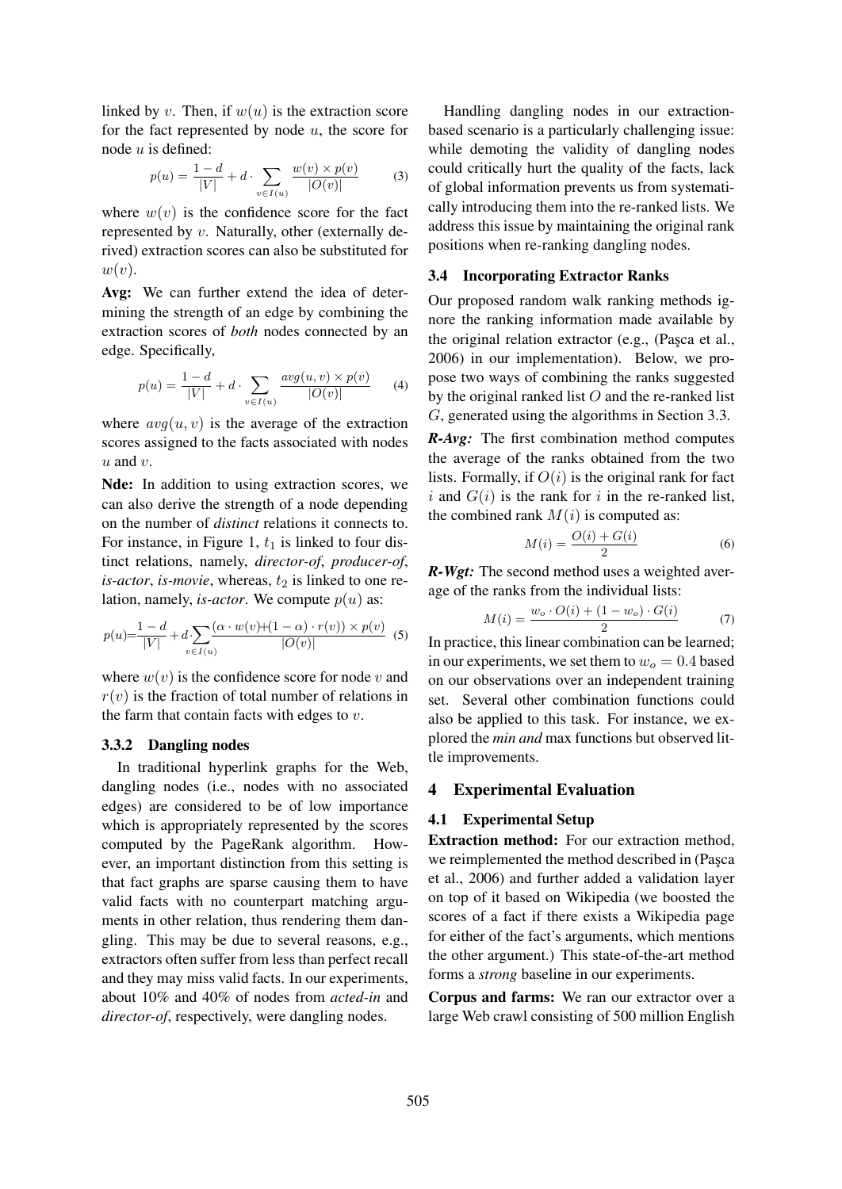linked by $v$. Then, if $w(u)$ is the extraction score for the fact represented by node $u$, the score for node $u$ is defined:

$$p(u) = \frac{1-d}{|V|} + d \cdot \sum_{v \in I(u)} \frac{w(v) \times p(v)}{|O(v)|} \quad (3)$$

where $w(v)$ is the confidence score for the fact represented by $v$. Naturally, other (externally derived) extraction scores can also be substituted for $w(v)$.

**Avg:** We can further extend the idea of determining the strength of an edge by combining the extraction scores of *both* nodes connected by an edge. Specifically,

$$p(u) = \frac{1-d}{|V|} + d \cdot \sum_{v \in I(u)} \frac{avg(u,v) \times p(v)}{|O(v)|} \quad (4)$$

where $avg(u, v)$ is the average of the extraction scores assigned to the facts associated with nodes $u$ and $v$.

**Nde:** In addition to using extraction scores, we can also derive the strength of a node depending on the number of *distinct* relations it connects to. For instance, in Figure 1, $t_1$ is linked to four distinct relations, namely, *director-of*, *producer-of*, *is-actor*, *is-movie*, whereas, $t_2$ is linked to one relation, namely, *is-actor*. We compute $p(u)$ as:

$$p(u) = \frac{1-d}{|V|} + d \cdot \sum_{v \in I(u)} \frac{(\alpha \cdot w(v) + (1-\alpha) \cdot r(v)) \times p(v)}{|O(v)|} \quad (5)$$

where $w(v)$ is the confidence score for node $v$ and $r(v)$ is the fraction of total number of relations in the farm that contain facts with edges to $v$.

### 3.3.2 Dangling nodes

In traditional hyperlink graphs for the Web, dangling nodes (i.e., nodes with no associated edges) are considered to be of low importance which is appropriately represented by the scores computed by the PageRank algorithm. However, an important distinction from this setting is that fact graphs are sparse causing them to have valid facts with no counterpart matching arguments in other relation, thus rendering them dangling. This may be due to several reasons, e.g., extractors often suffer from less than perfect recall and they may miss valid facts. In our experiments, about 10% and 40% of nodes from *acted-in* and *director-of*, respectively, were dangling nodes.

Handling dangling nodes in our extraction-based scenario is a particularly challenging issue: while demoting the validity of dangling nodes could critically hurt the quality of the facts, lack of global information prevents us from systematically introducing them into the re-ranked lists. We address this issue by maintaining the original rank positions when re-ranking dangling nodes.

## 3.4 Incorporating Extractor Ranks

Our proposed random walk ranking methods ignore the ranking information made available by the original relation extractor (e.g., (Paşca et al., 2006) in our implementation). Below, we propose two ways of combining the ranks suggested by the original ranked list $O$ and the re-ranked list $G$, generated using the algorithms in Section 3.3.

***R-Avg:*** The first combination method computes the average of the ranks obtained from the two lists. Formally, if $O(i)$ is the original rank for fact $i$ and $G(i)$ is the rank for $i$ in the re-ranked list, the combined rank $M(i)$ is computed as:

$$M(i) = \frac{O(i) + G(i)}{2} \quad (6)$$

***R-Wgt:*** The second method uses a weighted average of the ranks from the individual lists:

$$M(i) = \frac{w_o \cdot O(i) + (1 - w_o) \cdot G(i)}{2} \quad (7)$$

In practice, this linear combination can be learned; in our experiments, we set them to $w_o = 0.4$ based on our observations over an independent training set. Several other combination functions could also be applied to this task. For instance, we explored the *min and* max functions but observed little improvements.

# 4 Experimental Evaluation

## 4.1 Experimental Setup

**Extraction method:** For our extraction method, we reimplemented the method described in (Paşca et al., 2006) and further added a validation layer on top of it based on Wikipedia (we boosted the scores of a fact if there exists a Wikipedia page for either of the fact's arguments, which mentions the other argument.) This state-of-the-art method forms a *strong* baseline in our experiments.

**Corpus and farms:** We ran our extractor over a large Web crawl consisting of 500 million English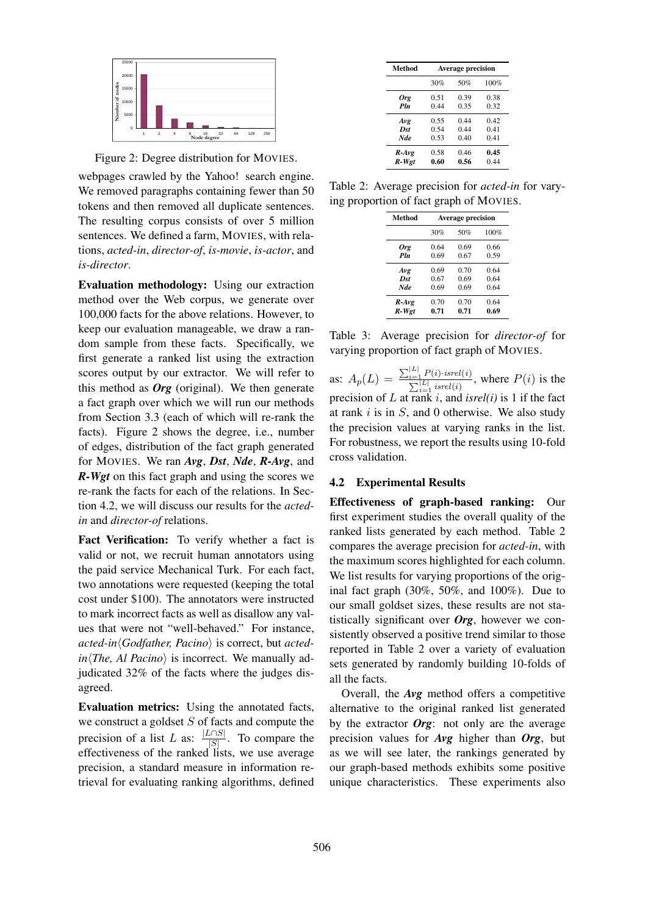Figure 2: Degree distribution for MOVIES.

webpages crawled by the Yahoo! search engine. We removed paragraphs containing fewer than 50 tokens and then removed all duplicate sentences. The resulting corpus consists of over 5 million sentences. We defined a farm, MOVIES, with relations, *acted-in*, *director-of*, *is-movie*, *is-actor*, and *is-director*.

**Evaluation methodology:** Using our extraction method over the Web corpus, we generate over 100,000 facts for the above relations. However, to keep our evaluation manageable, we draw a random sample from these facts. Specifically, we first generate a ranked list using the extraction scores output by our extractor. We will refer to this method as ***Org*** (original). We then generate a fact graph over which we will run our methods from Section 3.3 (each of which will re-rank the facts). Figure 2 shows the degree, i.e., number of edges, distribution of the fact graph generated for MOVIES. We ran ***Avg***, ***Dst***, ***Nde***, ***R-Avg***, and ***R-Wgt*** on this fact graph and using the scores we re-rank the facts for each of the relations. In Section 4.2, we will discuss our results for the *acted-in* and *director-of* relations.

**Fact Verification:** To verify whether a fact is valid or not, we recruit human annotators using the paid service Mechanical Turk. For each fact, two annotations were requested (keeping the total cost under \$100). The annotators were instructed to mark incorrect facts as well as disallow any values that were not "well-behaved." For instance, *acted-in*⟨*Godfather, Pacino*⟩ is correct, but *acted-in*⟨*The, Al Pacino*⟩ is incorrect. We manually adjudicated 32% of the facts where the judges disagreed.

**Evaluation metrics:** Using the annotated facts, we construct a goldset $S$ of facts and compute the precision of a list $L$ as: $\frac{|L \cap S|}{|S|}$. To compare the effectiveness of the ranked lists, we use average precision, a standard measure in information retrieval for evaluating ranking algorithms, defined as: $A_p(L) = \frac{\sum_{i=1}^{|L|} P(i) \cdot isrel(i)}{\sum_{i=1}^{|L|} isrel(i)}$, where $P(i)$ is the precision of $L$ at rank $i$, and *isrel(i)* is 1 if the fact at rank $i$ is in $S$, and 0 otherwise. We also study the precision values at varying ranks in the list. For robustness, we report the results using 10-fold cross validation.

| Method | Average precision | | |
|---|---|---|---|
| | 30% | 50% | 100% |
| ***Org*** | 0.51 | 0.39 | 0.38 |
| ***Pln*** | 0.44 | 0.35 | 0.32 |
| ***Avg*** | 0.55 | 0.44 | 0.42 |
| ***Dst*** | 0.54 | 0.44 | 0.41 |
| ***Nde*** | 0.53 | 0.40 | 0.41 |
| ***R-Avg*** | 0.58 | 0.46 | **0.45** |
| ***R-Wgt*** | **0.60** | **0.56** | 0.44 |

Table 2: Average precision for *acted-in* for varying proportion of fact graph of MOVIES.

| Method | Average precision | | |
|---|---|---|---|
| | 30% | 50% | 100% |
| ***Org*** | 0.64 | 0.69 | 0.66 |
| ***Pln*** | 0.69 | 0.67 | 0.59 |
| ***Avg*** | 0.69 | 0.70 | 0.64 |
| ***Dst*** | 0.67 | 0.69 | 0.64 |
| ***Nde*** | 0.69 | 0.69 | 0.64 |
| ***R-Avg*** | 0.70 | 0.70 | 0.64 |
| ***R-Wgt*** | **0.71** | **0.71** | **0.69** |

Table 3: Average precision for *director-of* for varying proportion of fact graph of MOVIES.

### 4.2 Experimental Results

**Effectiveness of graph-based ranking:** Our first experiment studies the overall quality of the ranked lists generated by each method. Table 2 compares the average precision for *acted-in*, with the maximum scores highlighted for each column. We list results for varying proportions of the original fact graph (30%, 50%, and 100%). Due to our small goldset sizes, these results are not statistically significant over ***Org***, however we consistently observed a positive trend similar to those reported in Table 2 over a variety of evaluation sets generated by randomly building 10-folds of all the facts.

Overall, the ***Avg*** method offers a competitive alternative to the original ranked list generated by the extractor ***Org***: not only are the average precision values for ***Avg*** higher than ***Org***, but as we will see later, the rankings generated by our graph-based methods exhibits some positive unique characteristics. These experiments also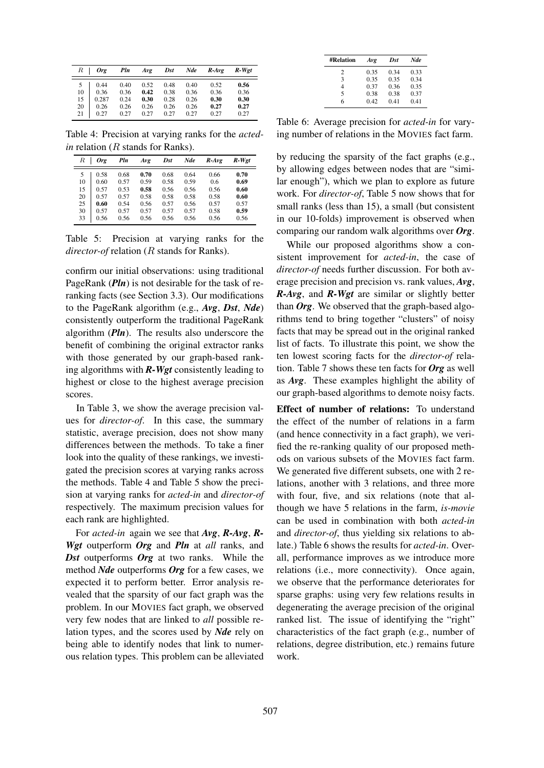| $R$ | *Org* | *Pln* | *Avg* | *Dst* | *Nde* | *R-Avg* | *R-Wgt* |
|---|---|---|---|---|---|---|---|
| 5 | 0.44 | 0.40 | 0.52 | 0.48 | 0.40 | 0.52 | **0.56** |
| 10 | 0.36 | 0.36 | **0.42** | 0.38 | 0.36 | 0.36 | 0.36 |
| 15 | 0.287 | 0.24 | **0.30** | 0.28 | 0.26 | **0.30** | **0.30** |
| 20 | 0.26 | 0.26 | 0.26 | 0.26 | 0.26 | **0.27** | **0.27** |
| 21 | 0.27 | 0.27 | 0.27 | 0.27 | 0.27 | 0.27 | 0.27 |

Table 4: Precision at varying ranks for the *acted-in* relation ($R$ stands for Ranks).

| $R$ | *Org* | *Pln* | *Avg* | *Dst* | *Nde* | *R-Avg* | *R-Wgt* |
|---|---|---|---|---|---|---|---|
| 5 | 0.58 | 0.68 | **0.70** | 0.68 | 0.64 | 0.66 | **0.70** |
| 10 | 0.60 | 0.57 | 0.59 | 0.58 | 0.59 | 0.6 | **0.69** |
| 15 | 0.57 | 0.53 | **0.58** | 0.56 | 0.56 | 0.56 | **0.60** |
| 20 | 0.57 | 0.57 | 0.58 | 0.58 | 0.58 | 0.58 | **0.60** |
| 25 | **0.60** | 0.54 | 0.56 | 0.57 | 0.56 | 0.57 | 0.57 |
| 30 | 0.57 | 0.57 | 0.57 | 0.57 | 0.57 | 0.58 | **0.59** |
| 33 | 0.56 | 0.56 | 0.56 | 0.56 | 0.56 | 0.56 | 0.56 |

Table 5: Precision at varying ranks for the *director-of* relation ($R$ stands for Ranks).

confirm our initial observations: using traditional PageRank (***Pln***) is not desirable for the task of re-ranking facts (see Section 3.3). Our modifications to the PageRank algorithm (e.g., ***Avg***, ***Dst***, ***Nde***) consistently outperform the traditional PageRank algorithm (***Pln***). The results also underscore the benefit of combining the original extractor ranks with those generated by our graph-based ranking algorithms with ***R-Wgt*** consistently leading to highest or close to the highest average precision scores.

In Table 3, we show the average precision values for *director-of*. In this case, the summary statistic, average precision, does not show many differences between the methods. To take a finer look into the quality of these rankings, we investigated the precision scores at varying ranks across the methods. Table 4 and Table 5 show the precision at varying ranks for *acted-in* and *director-of* respectively. The maximum precision values for each rank are highlighted.

For *acted-in* again we see that ***Avg***, ***R-Avg***, ***R-Wgt*** outperform ***Org*** and ***Pln*** at *all* ranks, and ***Dst*** outperforms ***Org*** at two ranks. While the method ***Nde*** outperforms ***Org*** for a few cases, we expected it to perform better. Error analysis revealed that the sparsity of our fact graph was the problem. In our MOVIES fact graph, we observed very few nodes that are linked to *all* possible relation types, and the scores used by ***Nde*** rely on being able to identify nodes that link to numerous relation types. This problem can be alleviated

| #Relation | *Avg* | *Dst* | *Nde* |
|---|---|---|---|
| 2 | 0.35 | 0.34 | 0.33 |
| 3 | 0.35 | 0.35 | 0.34 |
| 4 | 0.37 | 0.36 | 0.35 |
| 5 | 0.38 | 0.38 | 0.37 |
| 6 | 0.42 | 0.41 | 0.41 |

Table 6: Average precision for *acted-in* for varying number of relations in the MOVIES fact farm.

by reducing the sparsity of the fact graphs (e.g., by allowing edges between nodes that are "similar enough"), which we plan to explore as future work. For *director-of*, Table 5 now shows that for small ranks (less than 15), a small (but consistent in our 10-folds) improvement is observed when comparing our random walk algorithms over ***Org***.

While our proposed algorithms show a consistent improvement for *acted-in*, the case of *director-of* needs further discussion. For both average precision and precision vs. rank values, ***Avg***, ***R-Avg***, and ***R-Wgt*** are similar or slightly better than ***Org***. We observed that the graph-based algorithms tend to bring together "clusters" of noisy facts that may be spread out in the original ranked list of facts. To illustrate this point, we show the ten lowest scoring facts for the *director-of* relation. Table 7 shows these ten facts for ***Org*** as well as ***Avg***. These examples highlight the ability of our graph-based algorithms to demote noisy facts.

**Effect of number of relations:** To understand the effect of the number of relations in a farm (and hence connectivity in a fact graph), we verified the re-ranking quality of our proposed methods on various subsets of the MOVIES fact farm. We generated five different subsets, one with 2 relations, another with 3 relations, and three more with four, five, and six relations (note that although we have 5 relations in the farm, *is-movie* can be used in combination with both *acted-in* and *director-of*, thus yielding six relations to ablate.) Table 6 shows the results for *acted-in*. Overall, performance improves as we introduce more relations (i.e., more connectivity). Once again, we observe that the performance deteriorates for sparse graphs: using very few relations results in degenerating the average precision of the original ranked list. The issue of identifying the "right" characteristics of the fact graph (e.g., number of relations, degree distribution, etc.) remains future work.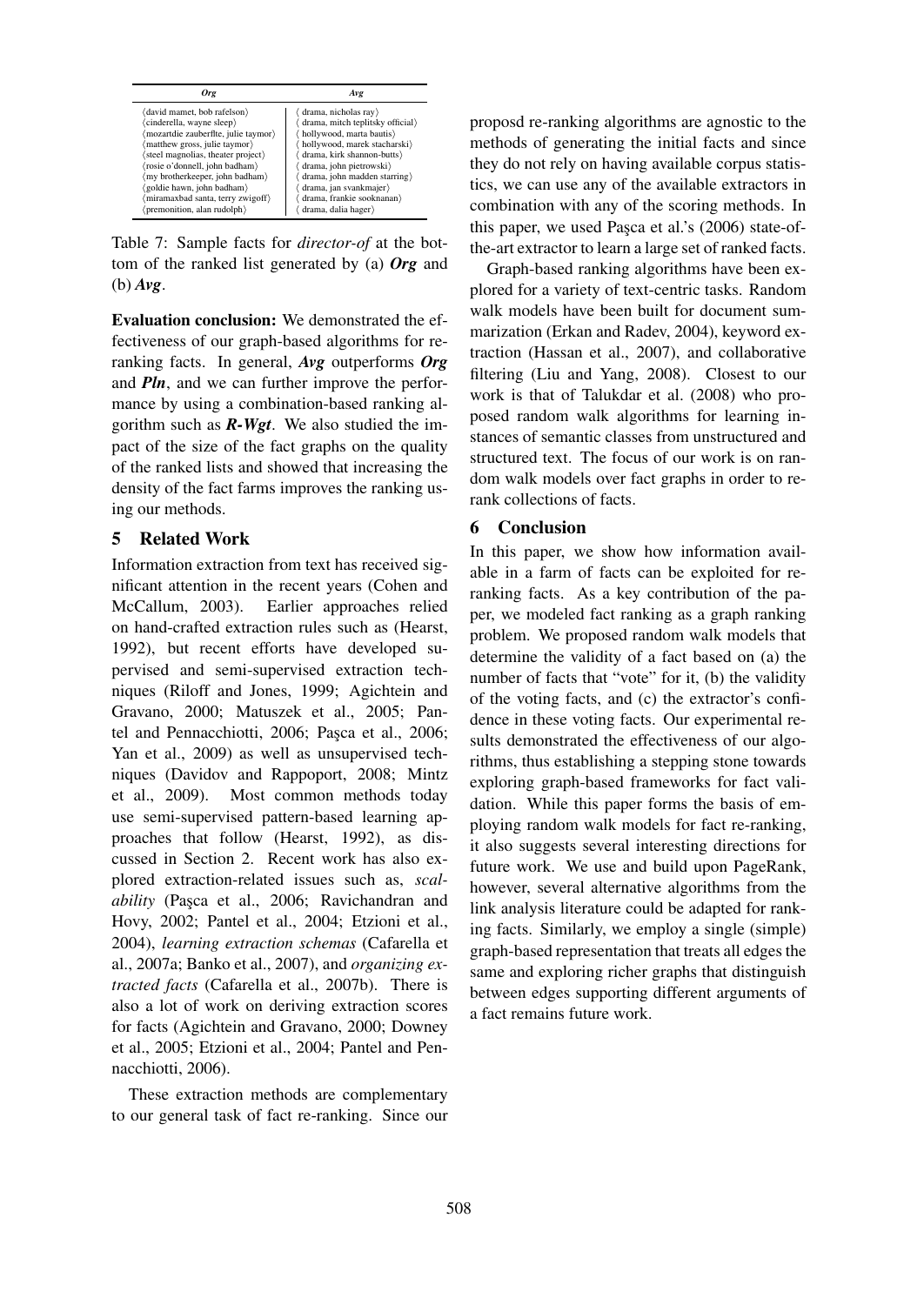| ***Org*** | ***Avg*** |
|---|---|
| ⟨david mamet, bob rafelson⟩ | ⟨ drama, nicholas ray⟩ |
| ⟨cinderella, wayne sleep⟩ | ⟨ drama, mitch teplitsky official⟩ |
| ⟨mozartdie zauberflte, julie taymor⟩ | ⟨ hollywood, marta bautis⟩ |
| ⟨matthew gross, julie taymor⟩ | ⟨ hollywood, marek stacharski⟩ |
| ⟨steel magnolias, theater project⟩ | ⟨ drama, kirk shannon-butts⟩ |
| ⟨rosie o'donnell, john badham⟩ | ⟨ drama, john pietrowski⟩ |
| ⟨my brotherkeeper, john badham⟩ | ⟨ drama, john madden starring⟩ |
| ⟨goldie hawn, john badham⟩ | ⟨ drama, jan svankmajer⟩ |
| ⟨miramaxbad santa, terry zwigoff⟩ | ⟨ drama, frankie sooknanan⟩ |
| ⟨premonition, alan rudolph⟩ | ⟨ drama, dalia hager⟩ |

Table 7: Sample facts for *director-of* at the bottom of the ranked list generated by (a) ***Org*** and (b) ***Avg***.

**Evaluation conclusion:** We demonstrated the effectiveness of our graph-based algorithms for re-ranking facts. In general, ***Avg*** outperforms ***Org*** and ***Pln***, and we can further improve the performance by using a combination-based ranking algorithm such as ***R-Wgt***. We also studied the impact of the size of the fact graphs on the quality of the ranked lists and showed that increasing the density of the fact farms improves the ranking using our methods.

## 5 Related Work

Information extraction from text has received significant attention in the recent years (Cohen and McCallum, 2003). Earlier approaches relied on hand-crafted extraction rules such as (Hearst, 1992), but recent efforts have developed supervised and semi-supervised extraction techniques (Riloff and Jones, 1999; Agichtein and Gravano, 2000; Matuszek et al., 2005; Pantel and Pennacchiotti, 2006; Paşca et al., 2006; Yan et al., 2009) as well as unsupervised techniques (Davidov and Rappoport, 2008; Mintz et al., 2009). Most common methods today use semi-supervised pattern-based learning approaches that follow (Hearst, 1992), as discussed in Section 2. Recent work has also explored extraction-related issues such as, *scalability* (Paşca et al., 2006; Ravichandran and Hovy, 2002; Pantel et al., 2004; Etzioni et al., 2004), *learning extraction schemas* (Cafarella et al., 2007a; Banko et al., 2007), and *organizing extracted facts* (Cafarella et al., 2007b). There is also a lot of work on deriving extraction scores for facts (Agichtein and Gravano, 2000; Downey et al., 2005; Etzioni et al., 2004; Pantel and Pennacchiotti, 2006).

These extraction methods are complementary to our general task of fact re-ranking. Since our proposd re-ranking algorithms are agnostic to the methods of generating the initial facts and since they do not rely on having available corpus statistics, we can use any of the available extractors in combination with any of the scoring methods. In this paper, we used Paşca et al.'s (2006) state-of-the-art extractor to learn a large set of ranked facts.

Graph-based ranking algorithms have been explored for a variety of text-centric tasks. Random walk models have been built for document summarization (Erkan and Radev, 2004), keyword extraction (Hassan et al., 2007), and collaborative filtering (Liu and Yang, 2008). Closest to our work is that of Talukdar et al. (2008) who proposed random walk algorithms for learning instances of semantic classes from unstructured and structured text. The focus of our work is on random walk models over fact graphs in order to re-rank collections of facts.

## 6 Conclusion

In this paper, we show how information available in a farm of facts can be exploited for re-ranking facts. As a key contribution of the paper, we modeled fact ranking as a graph ranking problem. We proposed random walk models that determine the validity of a fact based on (a) the number of facts that "vote" for it, (b) the validity of the voting facts, and (c) the extractor's confidence in these voting facts. Our experimental results demonstrated the effectiveness of our algorithms, thus establishing a stepping stone towards exploring graph-based frameworks for fact validation. While this paper forms the basis of employing random walk models for fact re-ranking, it also suggests several interesting directions for future work. We use and build upon PageRank, however, several alternative algorithms from the link analysis literature could be adapted for ranking facts. Similarly, we employ a single (simple) graph-based representation that treats all edges the same and exploring richer graphs that distinguish between edges supporting different arguments of a fact remains future work.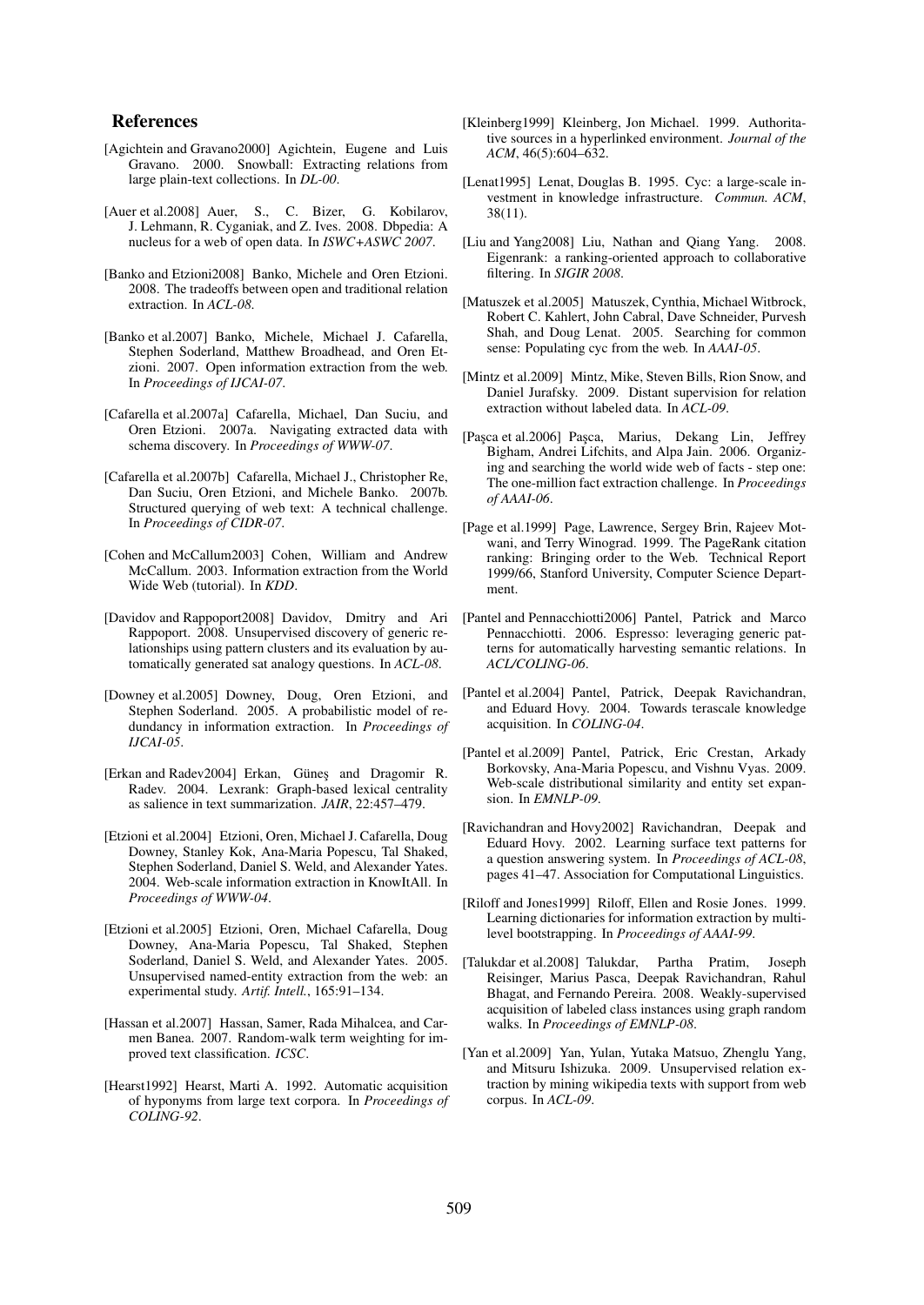## References

[Agichtein and Gravano2000] Agichtein, Eugene and Luis Gravano. 2000. Snowball: Extracting relations from large plain-text collections. In *DL-00*.

[Auer et al.2008] Auer, S., C. Bizer, G. Kobilarov, J. Lehmann, R. Cyganiak, and Z. Ives. 2008. Dbpedia: A nucleus for a web of open data. In *ISWC+ASWC 2007*.

[Banko and Etzioni2008] Banko, Michele and Oren Etzioni. 2008. The tradeoffs between open and traditional relation extraction. In *ACL-08*.

[Banko et al.2007] Banko, Michele, Michael J. Cafarella, Stephen Soderland, Matthew Broadhead, and Oren Etzioni. 2007. Open information extraction from the web. In *Proceedings of IJCAI-07*.

[Cafarella et al.2007a] Cafarella, Michael, Dan Suciu, and Oren Etzioni. 2007a. Navigating extracted data with schema discovery. In *Proceedings of WWW-07*.

[Cafarella et al.2007b] Cafarella, Michael J., Christopher Re, Dan Suciu, Oren Etzioni, and Michele Banko. 2007b. Structured querying of web text: A technical challenge. In *Proceedings of CIDR-07*.

[Cohen and McCallum2003] Cohen, William and Andrew McCallum. 2003. Information extraction from the World Wide Web (tutorial). In *KDD*.

[Davidov and Rappoport2008] Davidov, Dmitry and Ari Rappoport. 2008. Unsupervised discovery of generic relationships using pattern clusters and its evaluation by automatically generated sat analogy questions. In *ACL-08*.

[Downey et al.2005] Downey, Doug, Oren Etzioni, and Stephen Soderland. 2005. A probabilistic model of redundancy in information extraction. In *Proceedings of IJCAI-05*.

[Erkan and Radev2004] Erkan, Güneş and Dragomir R. Radev. 2004. Lexrank: Graph-based lexical centrality as salience in text summarization. *JAIR*, 22:457–479.

[Etzioni et al.2004] Etzioni, Oren, Michael J. Cafarella, Doug Downey, Stanley Kok, Ana-Maria Popescu, Tal Shaked, Stephen Soderland, Daniel S. Weld, and Alexander Yates. 2004. Web-scale information extraction in KnowItAll. In *Proceedings of WWW-04*.

[Etzioni et al.2005] Etzioni, Oren, Michael Cafarella, Doug Downey, Ana-Maria Popescu, Tal Shaked, Stephen Soderland, Daniel S. Weld, and Alexander Yates. 2005. Unsupervised named-entity extraction from the web: an experimental study. *Artif. Intell.*, 165:91–134.

[Hassan et al.2007] Hassan, Samer, Rada Mihalcea, and Carmen Banea. 2007. Random-walk term weighting for improved text classification. *ICSC*.

[Hearst1992] Hearst, Marti A. 1992. Automatic acquisition of hyponyms from large text corpora. In *Proceedings of COLING-92*.

[Kleinberg1999] Kleinberg, Jon Michael. 1999. Authoritative sources in a hyperlinked environment. *Journal of the ACM*, 46(5):604–632.

[Lenat1995] Lenat, Douglas B. 1995. Cyc: a large-scale investment in knowledge infrastructure. *Commun. ACM*, 38(11).

[Liu and Yang2008] Liu, Nathan and Qiang Yang. 2008. Eigenrank: a ranking-oriented approach to collaborative filtering. In *SIGIR 2008*.

[Matuszek et al.2005] Matuszek, Cynthia, Michael Witbrock, Robert C. Kahlert, John Cabral, Dave Schneider, Purvesh Shah, and Doug Lenat. 2005. Searching for common sense: Populating cyc from the web. In *AAAI-05*.

[Mintz et al.2009] Mintz, Mike, Steven Bills, Rion Snow, and Daniel Jurafsky. 2009. Distant supervision for relation extraction without labeled data. In *ACL-09*.

[Paşca et al.2006] Paşca, Marius, Dekang Lin, Jeffrey Bigham, Andrei Lifchits, and Alpa Jain. 2006. Organizing and searching the world wide web of facts - step one: The one-million fact extraction challenge. In *Proceedings of AAAI-06*.

[Page et al.1999] Page, Lawrence, Sergey Brin, Rajeev Motwani, and Terry Winograd. 1999. The PageRank citation ranking: Bringing order to the Web. Technical Report 1999/66, Stanford University, Computer Science Department.

[Pantel and Pennacchiotti2006] Pantel, Patrick and Marco Pennacchiotti. 2006. Espresso: leveraging generic patterns for automatically harvesting semantic relations. In *ACL/COLING-06*.

[Pantel et al.2004] Pantel, Patrick, Deepak Ravichandran, and Eduard Hovy. 2004. Towards terascale knowledge acquisition. In *COLING-04*.

[Pantel et al.2009] Pantel, Patrick, Eric Crestan, Arkady Borkovsky, Ana-Maria Popescu, and Vishnu Vyas. 2009. Web-scale distributional similarity and entity set expansion. In *EMNLP-09*.

[Ravichandran and Hovy2002] Ravichandran, Deepak and Eduard Hovy. 2002. Learning surface text patterns for a question answering system. In *Proceedings of ACL-08*, pages 41–47. Association for Computational Linguistics.

[Riloff and Jones1999] Riloff, Ellen and Rosie Jones. 1999. Learning dictionaries for information extraction by multi-level bootstrapping. In *Proceedings of AAAI-99*.

[Talukdar et al.2008] Talukdar, Partha Pratim, Joseph Reisinger, Marius Pasca, Deepak Ravichandran, Rahul Bhagat, and Fernando Pereira. 2008. Weakly-supervised acquisition of labeled class instances using graph random walks. In *Proceedings of EMNLP-08*.

[Yan et al.2009] Yan, Yulan, Yutaka Matsuo, Zhenglu Yang, and Mitsuru Ishizuka. 2009. Unsupervised relation extraction by mining wikipedia texts with support from web corpus. In *ACL-09*.